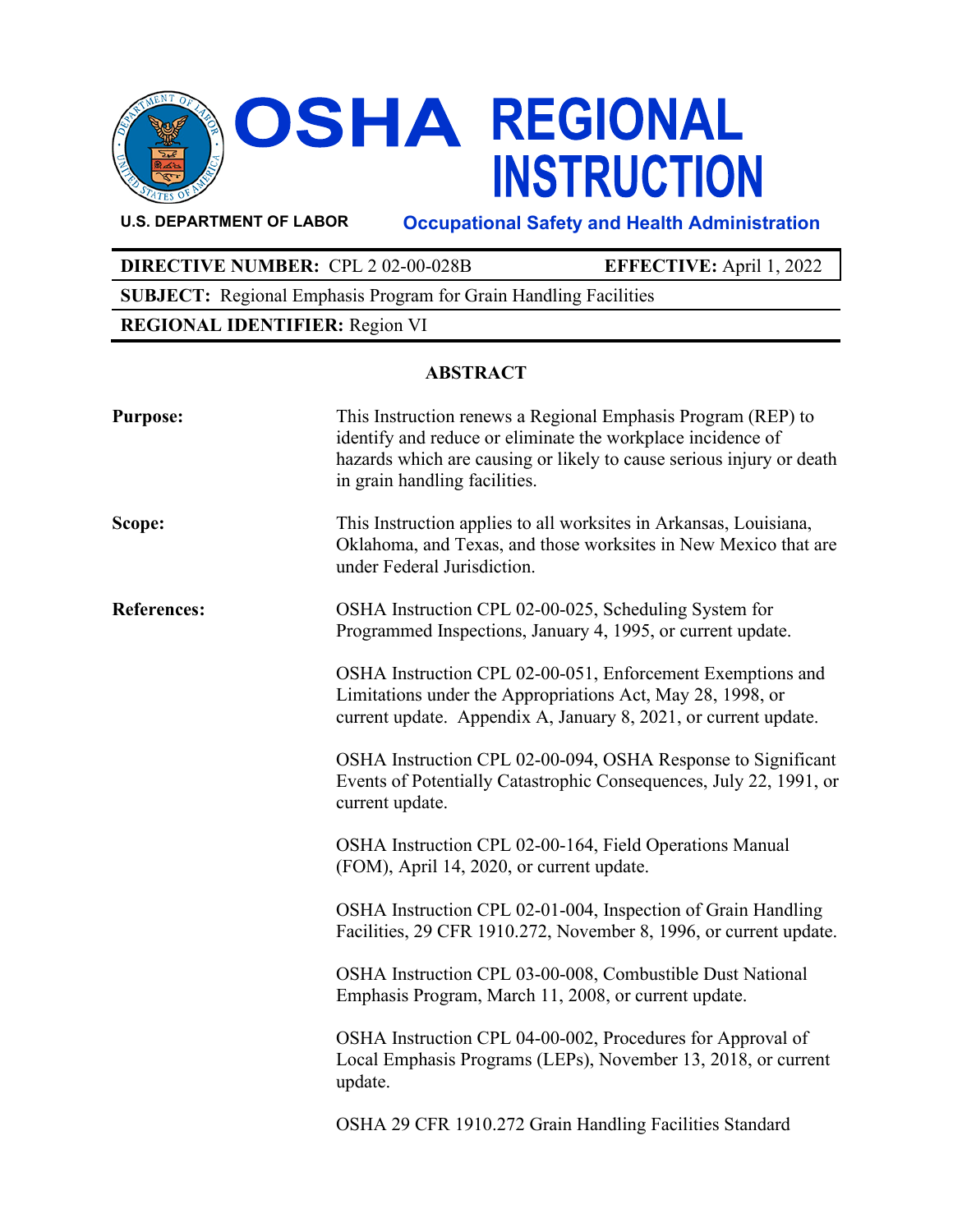# OSHA REGIONAL INSTRUCTION

**U.S. DEPARTMENT OF LABOR** — **Occupational Safety and Health Administration**

| **DIRECTIVE NUMBER:** CPL 2 02-00-028B | **EFFECTIVE:** April 1, 2022 |
|---|---|
| **SUBJECT:** Regional Emphasis Program for Grain Handling Facilities | |
| **REGIONAL IDENTIFIER:** Region VI | |

## ABSTRACT

**Purpose:** This Instruction renews a Regional Emphasis Program (REP) to identify and reduce or eliminate the workplace incidence of hazards which are causing or likely to cause serious injury or death in grain handling facilities.

**Scope:** This Instruction applies to all worksites in Arkansas, Louisiana, Oklahoma, and Texas, and those worksites in New Mexico that are under Federal Jurisdiction.

**References:**

OSHA Instruction CPL 02-00-025, Scheduling System for Programmed Inspections, January 4, 1995, or current update.

OSHA Instruction CPL 02-00-051, Enforcement Exemptions and Limitations under the Appropriations Act, May 28, 1998, or current update. Appendix A, January 8, 2021, or current update.

OSHA Instruction CPL 02-00-094, OSHA Response to Significant Events of Potentially Catastrophic Consequences, July 22, 1991, or current update.

OSHA Instruction CPL 02-00-164, Field Operations Manual (FOM), April 14, 2020, or current update.

OSHA Instruction CPL 02-01-004, Inspection of Grain Handling Facilities, 29 CFR 1910.272, November 8, 1996, or current update.

OSHA Instruction CPL 03-00-008, Combustible Dust National Emphasis Program, March 11, 2008, or current update.

OSHA Instruction CPL 04-00-002, Procedures for Approval of Local Emphasis Programs (LEPs), November 13, 2018, or current update.

OSHA 29 CFR 1910.272 Grain Handling Facilities Standard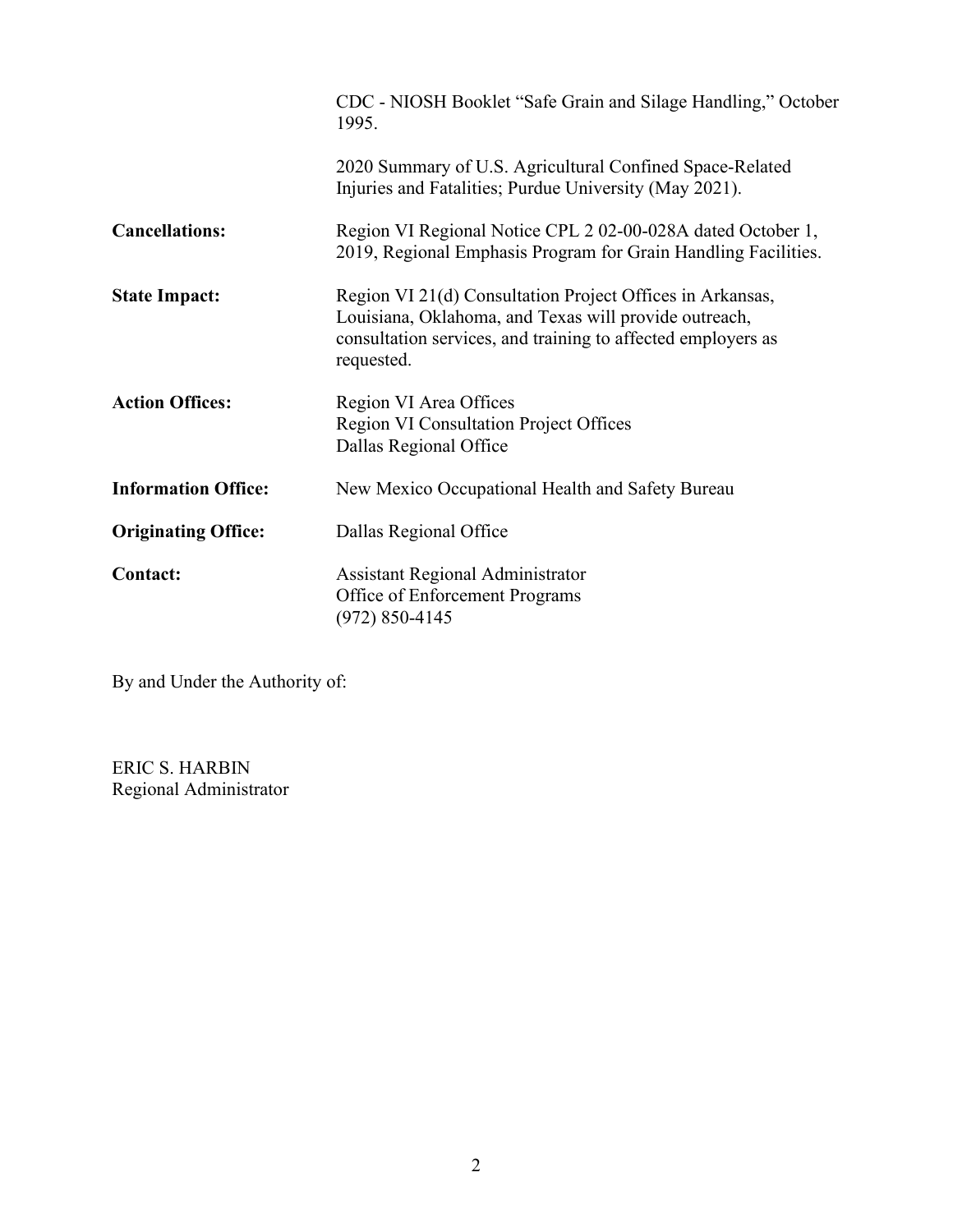CDC - NIOSH Booklet "Safe Grain and Silage Handling," October 1995.

2020 Summary of U.S. Agricultural Confined Space-Related Injuries and Fatalities; Purdue University (May 2021).

**Cancellations:** Region VI Regional Notice CPL 2 02-00-028A dated October 1, 2019, Regional Emphasis Program for Grain Handling Facilities.

**State Impact:** Region VI 21(d) Consultation Project Offices in Arkansas, Louisiana, Oklahoma, and Texas will provide outreach, consultation services, and training to affected employers as requested.

**Action Offices:** Region VI Area Offices
Region VI Consultation Project Offices
Dallas Regional Office

**Information Office:** New Mexico Occupational Health and Safety Bureau

**Originating Office:** Dallas Regional Office

**Contact:** Assistant Regional Administrator
Office of Enforcement Programs
(972) 850-4145

By and Under the Authority of:

ERIC S. HARBIN
Regional Administrator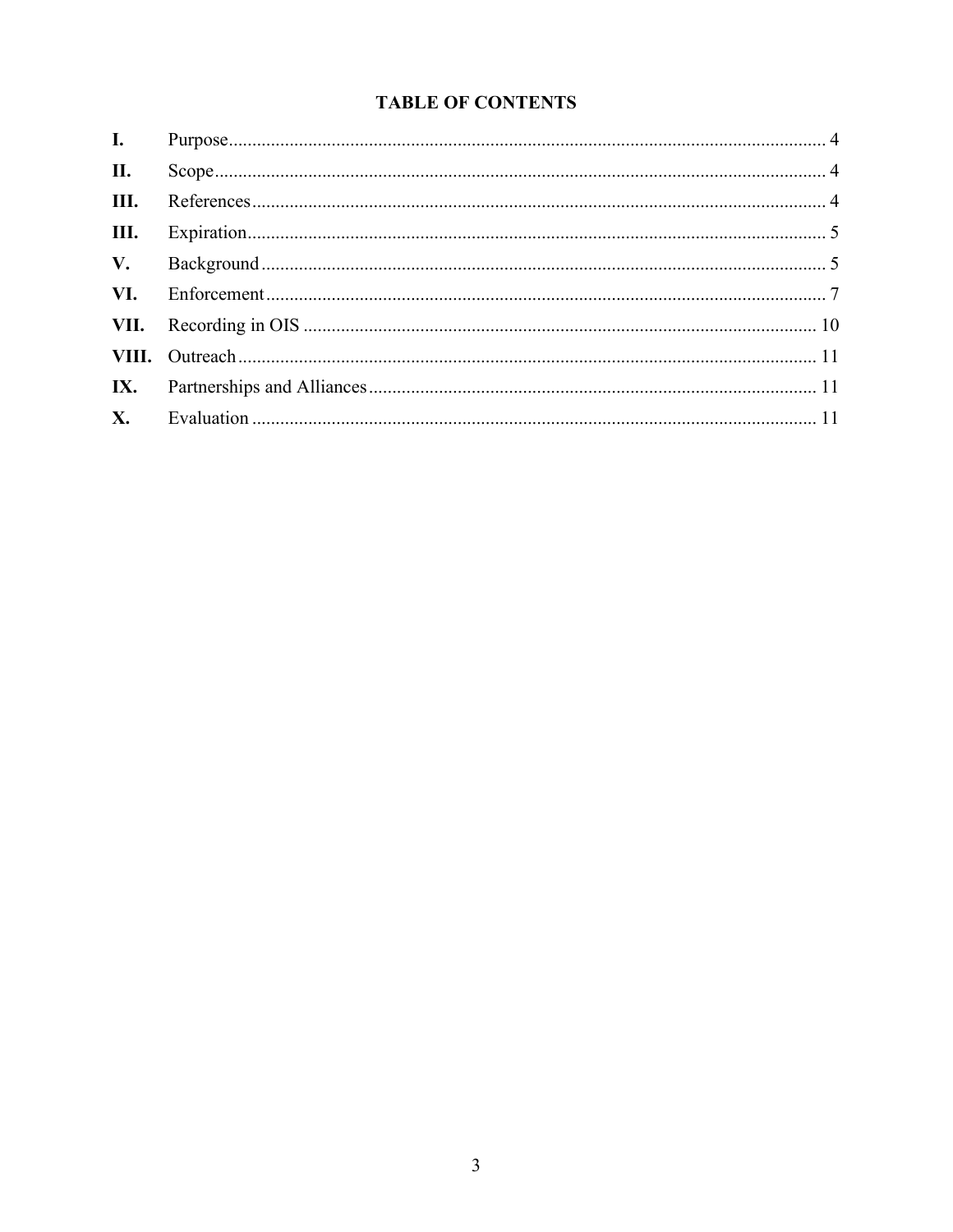## TABLE OF CONTENTS

| | | |
|---|---|---|
| **I.** | Purpose | 4 |
| **II.** | Scope | 4 |
| **III.** | References | 4 |
| **III.** | Expiration | 5 |
| **V.** | Background | 5 |
| **VI.** | Enforcement | 7 |
| **VII.** | Recording in OIS | 10 |
| **VIII.** | Outreach | 11 |
| **IX.** | Partnerships and Alliances | 11 |
| **X.** | Evaluation | 11 |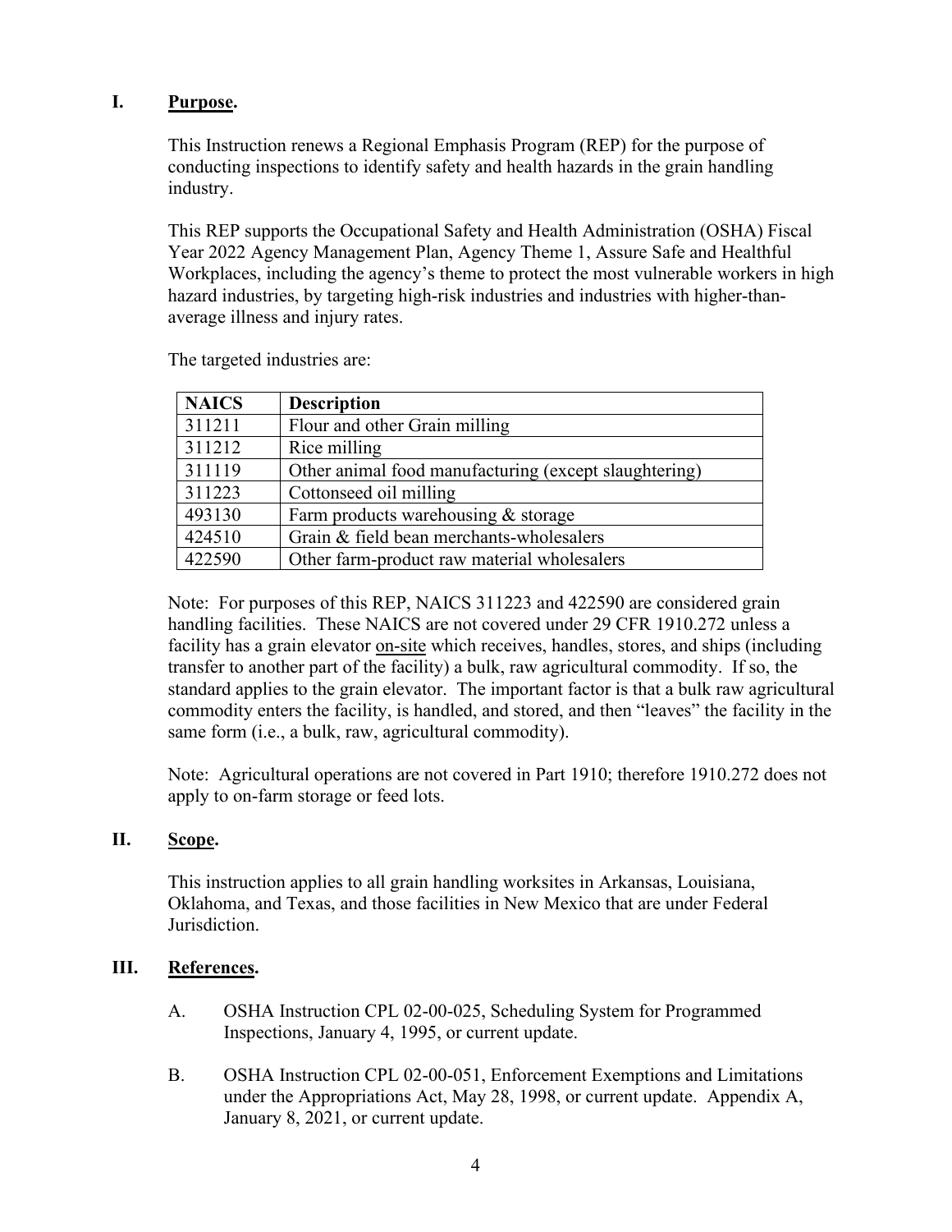## I. **Purpose.**

This Instruction renews a Regional Emphasis Program (REP) for the purpose of conducting inspections to identify safety and health hazards in the grain handling industry.

This REP supports the Occupational Safety and Health Administration (OSHA) Fiscal Year 2022 Agency Management Plan, Agency Theme 1, Assure Safe and Healthful Workplaces, including the agency's theme to protect the most vulnerable workers in high hazard industries, by targeting high-risk industries and industries with higher-than-average illness and injury rates.

The targeted industries are:

| NAICS | Description |
|---|---|
| 311211 | Flour and other Grain milling |
| 311212 | Rice milling |
| 311119 | Other animal food manufacturing (except slaughtering) |
| 311223 | Cottonseed oil milling |
| 493130 | Farm products warehousing & storage |
| 424510 | Grain & field bean merchants-wholesalers |
| 422590 | Other farm-product raw material wholesalers |

Note: For purposes of this REP, NAICS 311223 and 422590 are considered grain handling facilities. These NAICS are not covered under 29 CFR 1910.272 unless a facility has a grain elevator on-site which receives, handles, stores, and ships (including transfer to another part of the facility) a bulk, raw agricultural commodity. If so, the standard applies to the grain elevator. The important factor is that a bulk raw agricultural commodity enters the facility, is handled, and stored, and then "leaves" the facility in the same form (i.e., a bulk, raw, agricultural commodity).

Note: Agricultural operations are not covered in Part 1910; therefore 1910.272 does not apply to on-farm storage or feed lots.

## II. **Scope.**

This instruction applies to all grain handling worksites in Arkansas, Louisiana, Oklahoma, and Texas, and those facilities in New Mexico that are under Federal Jurisdiction.

## III. **References.**

A. OSHA Instruction CPL 02-00-025, Scheduling System for Programmed Inspections, January 4, 1995, or current update.

B. OSHA Instruction CPL 02-00-051, Enforcement Exemptions and Limitations under the Appropriations Act, May 28, 1998, or current update. Appendix A, January 8, 2021, or current update.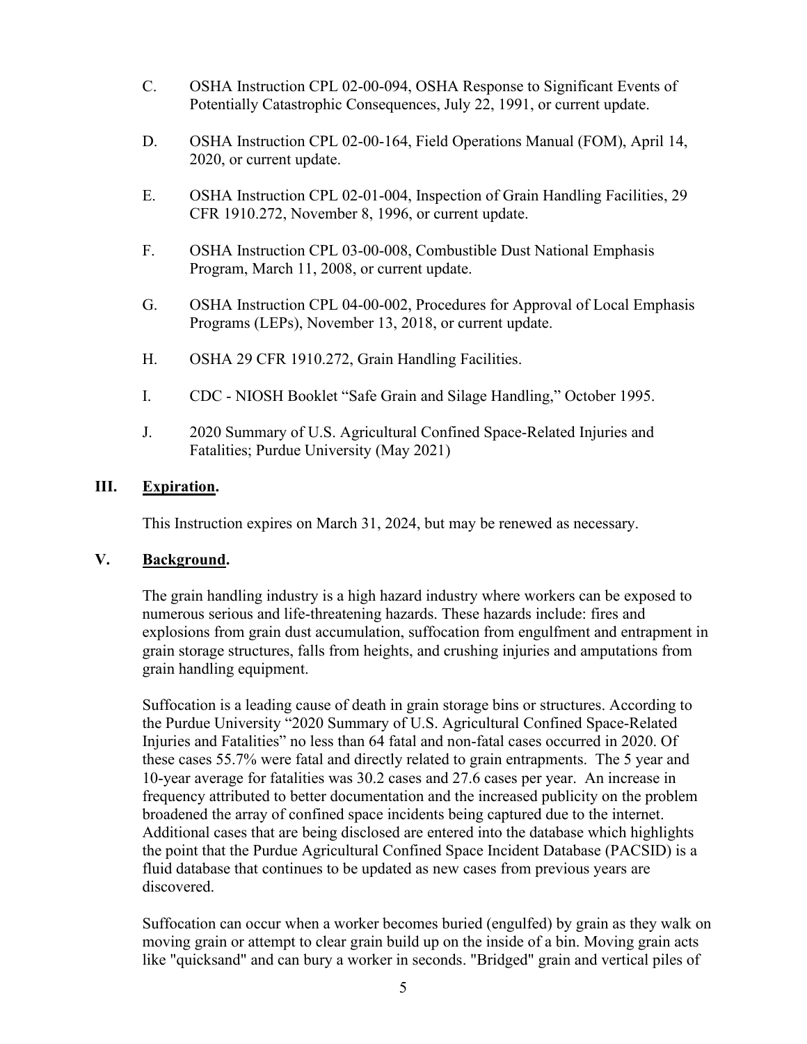C. OSHA Instruction CPL 02-00-094, OSHA Response to Significant Events of Potentially Catastrophic Consequences, July 22, 1991, or current update.

D. OSHA Instruction CPL 02-00-164, Field Operations Manual (FOM), April 14, 2020, or current update.

E. OSHA Instruction CPL 02-01-004, Inspection of Grain Handling Facilities, 29 CFR 1910.272, November 8, 1996, or current update.

F. OSHA Instruction CPL 03-00-008, Combustible Dust National Emphasis Program, March 11, 2008, or current update.

G. OSHA Instruction CPL 04-00-002, Procedures for Approval of Local Emphasis Programs (LEPs), November 13, 2018, or current update.

H. OSHA 29 CFR 1910.272, Grain Handling Facilities.

I. CDC - NIOSH Booklet "Safe Grain and Silage Handling," October 1995.

J. 2020 Summary of U.S. Agricultural Confined Space-Related Injuries and Fatalities; Purdue University (May 2021)

## III. Expiration.

This Instruction expires on March 31, 2024, but may be renewed as necessary.

## V. Background.

The grain handling industry is a high hazard industry where workers can be exposed to numerous serious and life-threatening hazards. These hazards include: fires and explosions from grain dust accumulation, suffocation from engulfment and entrapment in grain storage structures, falls from heights, and crushing injuries and amputations from grain handling equipment.

Suffocation is a leading cause of death in grain storage bins or structures. According to the Purdue University "2020 Summary of U.S. Agricultural Confined Space-Related Injuries and Fatalities" no less than 64 fatal and non-fatal cases occurred in 2020. Of these cases 55.7% were fatal and directly related to grain entrapments. The 5 year and 10-year average for fatalities was 30.2 cases and 27.6 cases per year. An increase in frequency attributed to better documentation and the increased publicity on the problem broadened the array of confined space incidents being captured due to the internet. Additional cases that are being disclosed are entered into the database which highlights the point that the Purdue Agricultural Confined Space Incident Database (PACSID) is a fluid database that continues to be updated as new cases from previous years are discovered.

Suffocation can occur when a worker becomes buried (engulfed) by grain as they walk on moving grain or attempt to clear grain build up on the inside of a bin. Moving grain acts like "quicksand" and can bury a worker in seconds. "Bridged" grain and vertical piles of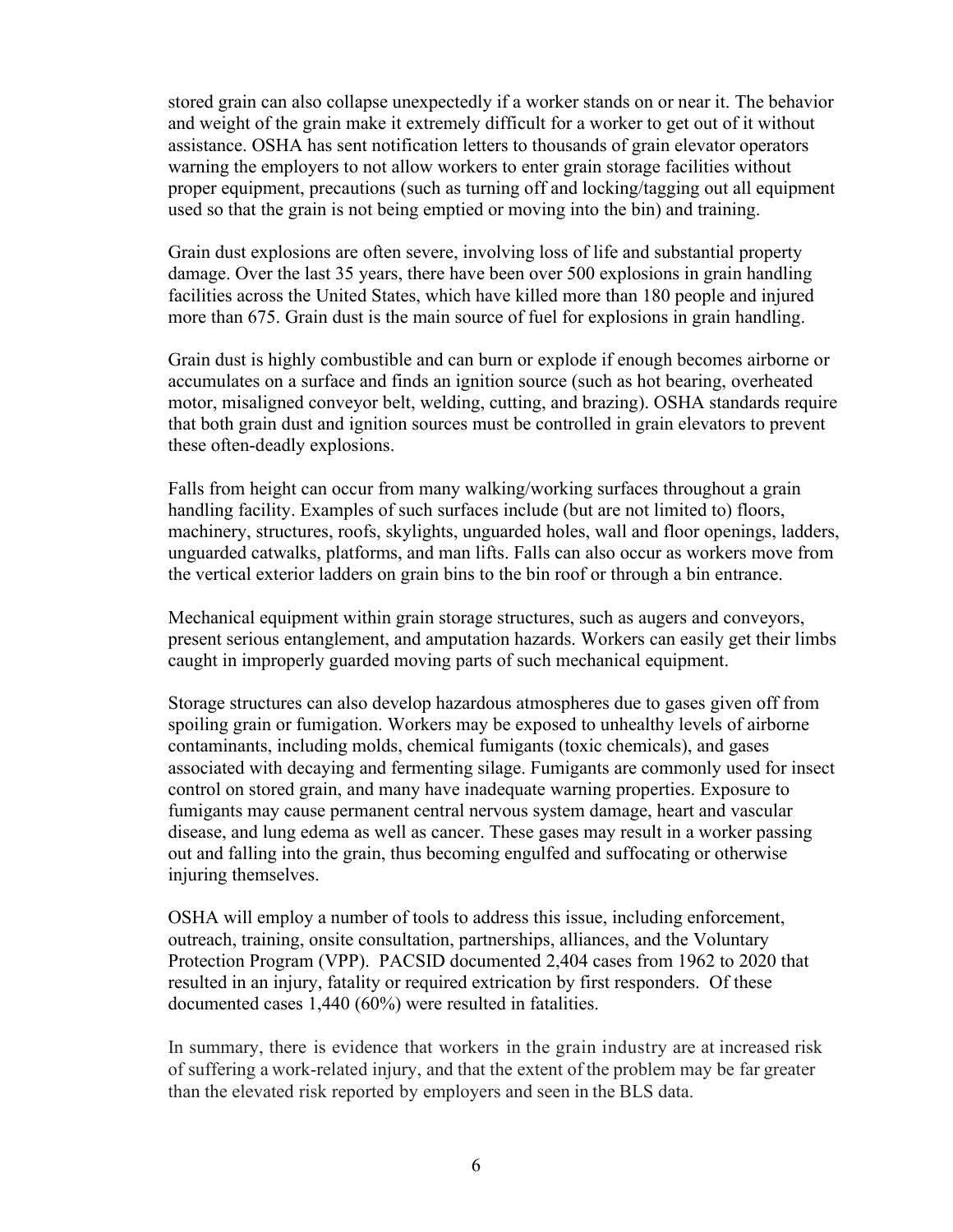stored grain can also collapse unexpectedly if a worker stands on or near it. The behavior and weight of the grain make it extremely difficult for a worker to get out of it without assistance. OSHA has sent notification letters to thousands of grain elevator operators warning the employers to not allow workers to enter grain storage facilities without proper equipment, precautions (such as turning off and locking/tagging out all equipment used so that the grain is not being emptied or moving into the bin) and training.

Grain dust explosions are often severe, involving loss of life and substantial property damage. Over the last 35 years, there have been over 500 explosions in grain handling facilities across the United States, which have killed more than 180 people and injured more than 675. Grain dust is the main source of fuel for explosions in grain handling.

Grain dust is highly combustible and can burn or explode if enough becomes airborne or accumulates on a surface and finds an ignition source (such as hot bearing, overheated motor, misaligned conveyor belt, welding, cutting, and brazing). OSHA standards require that both grain dust and ignition sources must be controlled in grain elevators to prevent these often-deadly explosions.

Falls from height can occur from many walking/working surfaces throughout a grain handling facility. Examples of such surfaces include (but are not limited to) floors, machinery, structures, roofs, skylights, unguarded holes, wall and floor openings, ladders, unguarded catwalks, platforms, and man lifts. Falls can also occur as workers move from the vertical exterior ladders on grain bins to the bin roof or through a bin entrance.

Mechanical equipment within grain storage structures, such as augers and conveyors, present serious entanglement, and amputation hazards. Workers can easily get their limbs caught in improperly guarded moving parts of such mechanical equipment.

Storage structures can also develop hazardous atmospheres due to gases given off from spoiling grain or fumigation. Workers may be exposed to unhealthy levels of airborne contaminants, including molds, chemical fumigants (toxic chemicals), and gases associated with decaying and fermenting silage. Fumigants are commonly used for insect control on stored grain, and many have inadequate warning properties. Exposure to fumigants may cause permanent central nervous system damage, heart and vascular disease, and lung edema as well as cancer. These gases may result in a worker passing out and falling into the grain, thus becoming engulfed and suffocating or otherwise injuring themselves.

OSHA will employ a number of tools to address this issue, including enforcement, outreach, training, onsite consultation, partnerships, alliances, and the Voluntary Protection Program (VPP). PACSID documented 2,404 cases from 1962 to 2020 that resulted in an injury, fatality or required extrication by first responders. Of these documented cases 1,440 (60%) were resulted in fatalities.

In summary, there is evidence that workers in the grain industry are at increased risk of suffering a work-related injury, and that the extent of the problem may be far greater than the elevated risk reported by employers and seen in the BLS data.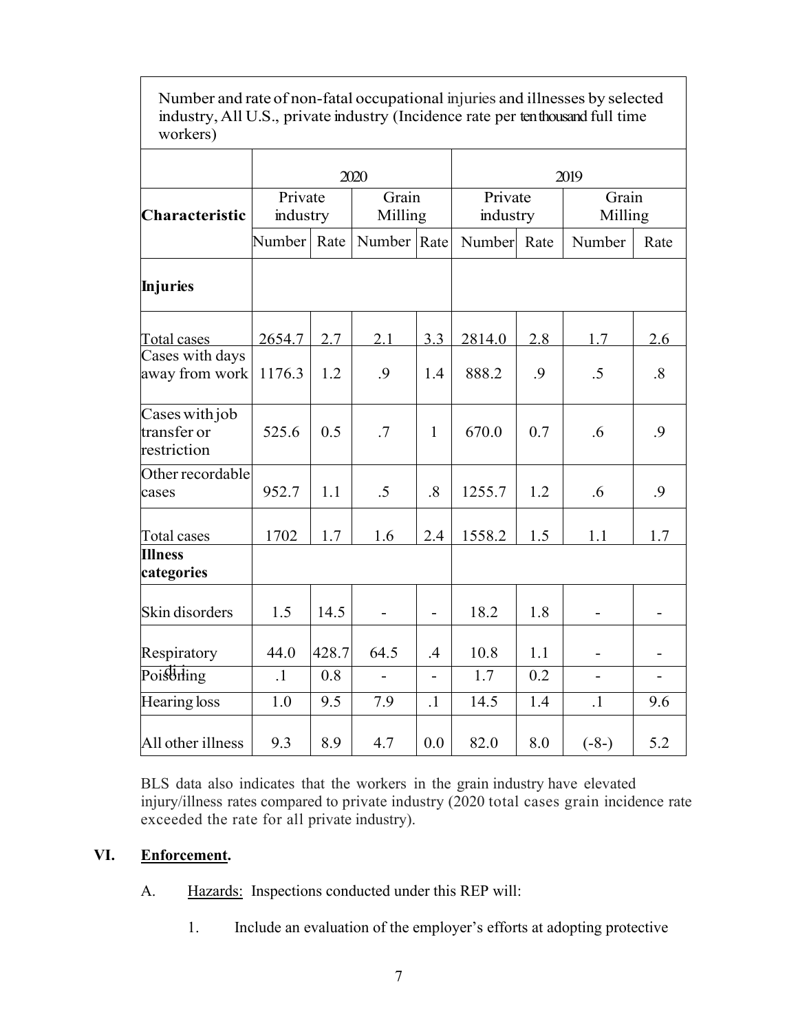| Number and rate of non-fatal occupational injuries and illnesses by selected industry, All U.S., private industry (Incidence rate per ten thousand full time workers) | | | | | | | | |
|---|---|---|---|---|---|---|---|---|
| | 2020 | | | | 2019 | | | |
| **Characteristic** | Private industry | | Grain Milling | | Private industry | | Grain Milling | |
| | Number | Rate | Number | Rate | Number | Rate | Number | Rate |
| **Injuries** | | | | | | | | |
| Total cases | 2654.7 | 2.7 | 2.1 | 3.3 | 2814.0 | 2.8 | 1.7 | 2.6 |
| Cases with days away from work | 1176.3 | 1.2 | .9 | 1.4 | 888.2 | .9 | .5 | .8 |
| Cases with job transfer or restriction | 525.6 | 0.5 | .7 | 1 | 670.0 | 0.7 | .6 | .9 |
| Other recordable cases | 952.7 | 1.1 | .5 | .8 | 1255.7 | 1.2 | .6 | .9 |
| Total cases | 1702 | 1.7 | 1.6 | 2.4 | 1558.2 | 1.5 | 1.1 | 1.7 |
| **Illness categories** | | | | | | | | |
| Skin disorders | 1.5 | 14.5 | - | - | 18.2 | 1.8 | - | - |
| Respiratory | 44.0 | 428.7 | 64.5 | .4 | 10.8 | 1.1 | - | - |
| Poisoning | .1 | 0.8 | - | - | 1.7 | 0.2 | - | - |
| Hearing loss | 1.0 | 9.5 | 7.9 | .1 | 14.5 | 1.4 | .1 | 9.6 |
| All other illness | 9.3 | 8.9 | 4.7 | 0.0 | 82.0 | 8.0 | (-8-) | 5.2 |

BLS data also indicates that the workers in the grain industry have elevated injury/illness rates compared to private industry (2020 total cases grain incidence rate exceeded the rate for all private industry).

## VI. Enforcement.

A. Hazards: Inspections conducted under this REP will:

1. Include an evaluation of the employer's efforts at adopting protective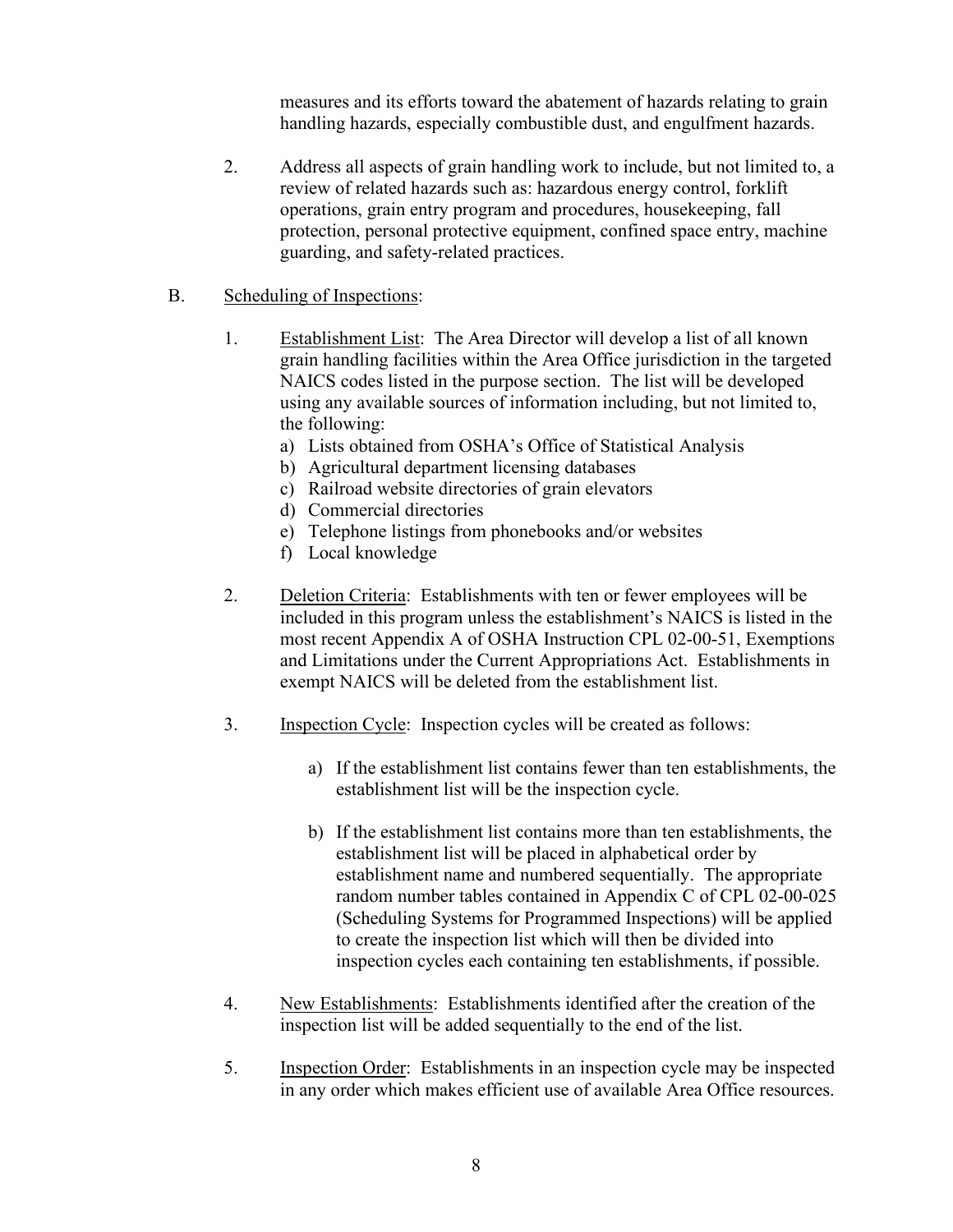measures and its efforts toward the abatement of hazards relating to grain handling hazards, especially combustible dust, and engulfment hazards.

2. Address all aspects of grain handling work to include, but not limited to, a review of related hazards such as: hazardous energy control, forklift operations, grain entry program and procedures, housekeeping, fall protection, personal protective equipment, confined space entry, machine guarding, and safety-related practices.

B. Scheduling of Inspections:

1. Establishment List: The Area Director will develop a list of all known grain handling facilities within the Area Office jurisdiction in the targeted NAICS codes listed in the purpose section. The list will be developed using any available sources of information including, but not limited to, the following:
   a) Lists obtained from OSHA's Office of Statistical Analysis
   b) Agricultural department licensing databases
   c) Railroad website directories of grain elevators
   d) Commercial directories
   e) Telephone listings from phonebooks and/or websites
   f) Local knowledge

2. Deletion Criteria: Establishments with ten or fewer employees will be included in this program unless the establishment's NAICS is listed in the most recent Appendix A of OSHA Instruction CPL 02-00-51, Exemptions and Limitations under the Current Appropriations Act. Establishments in exempt NAICS will be deleted from the establishment list.

3. Inspection Cycle: Inspection cycles will be created as follows:

   a) If the establishment list contains fewer than ten establishments, the establishment list will be the inspection cycle.

   b) If the establishment list contains more than ten establishments, the establishment list will be placed in alphabetical order by establishment name and numbered sequentially. The appropriate random number tables contained in Appendix C of CPL 02-00-025 (Scheduling Systems for Programmed Inspections) will be applied to create the inspection list which will then be divided into inspection cycles each containing ten establishments, if possible.

4. New Establishments: Establishments identified after the creation of the inspection list will be added sequentially to the end of the list.

5. Inspection Order: Establishments in an inspection cycle may be inspected in any order which makes efficient use of available Area Office resources.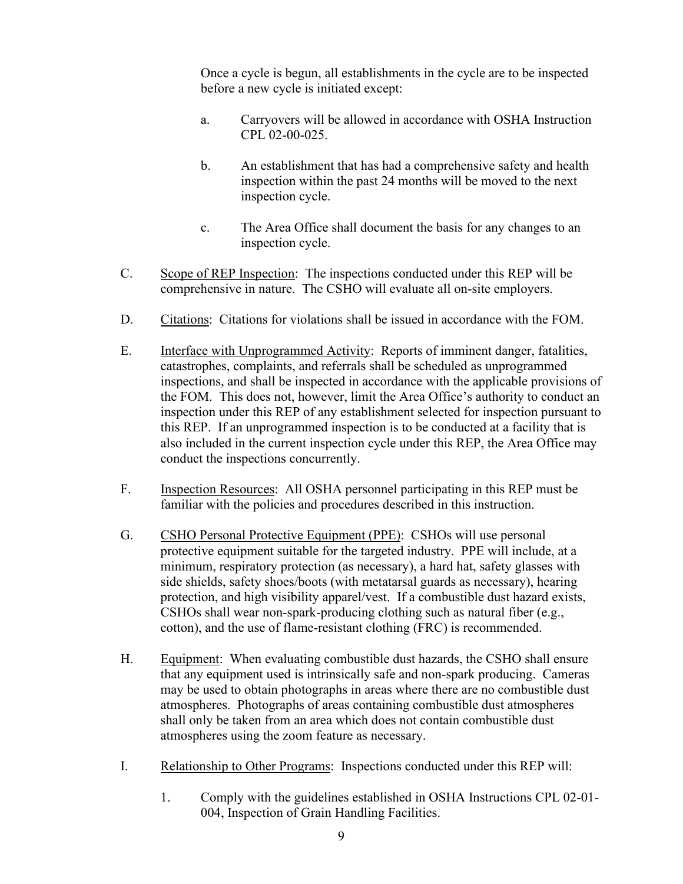Once a cycle is begun, all establishments in the cycle are to be inspected before a new cycle is initiated except:

a. Carryovers will be allowed in accordance with OSHA Instruction CPL 02-00-025.

b. An establishment that has had a comprehensive safety and health inspection within the past 24 months will be moved to the next inspection cycle.

c. The Area Office shall document the basis for any changes to an inspection cycle.

C. Scope of REP Inspection: The inspections conducted under this REP will be comprehensive in nature. The CSHO will evaluate all on-site employers.

D. Citations: Citations for violations shall be issued in accordance with the FOM.

E. Interface with Unprogrammed Activity: Reports of imminent danger, fatalities, catastrophes, complaints, and referrals shall be scheduled as unprogrammed inspections, and shall be inspected in accordance with the applicable provisions of the FOM. This does not, however, limit the Area Office's authority to conduct an inspection under this REP of any establishment selected for inspection pursuant to this REP. If an unprogrammed inspection is to be conducted at a facility that is also included in the current inspection cycle under this REP, the Area Office may conduct the inspections concurrently.

F. Inspection Resources: All OSHA personnel participating in this REP must be familiar with the policies and procedures described in this instruction.

G. CSHO Personal Protective Equipment (PPE): CSHOs will use personal protective equipment suitable for the targeted industry. PPE will include, at a minimum, respiratory protection (as necessary), a hard hat, safety glasses with side shields, safety shoes/boots (with metatarsal guards as necessary), hearing protection, and high visibility apparel/vest. If a combustible dust hazard exists, CSHOs shall wear non-spark-producing clothing such as natural fiber (e.g., cotton), and the use of flame-resistant clothing (FRC) is recommended.

H. Equipment: When evaluating combustible dust hazards, the CSHO shall ensure that any equipment used is intrinsically safe and non-spark producing. Cameras may be used to obtain photographs in areas where there are no combustible dust atmospheres. Photographs of areas containing combustible dust atmospheres shall only be taken from an area which does not contain combustible dust atmospheres using the zoom feature as necessary.

I. Relationship to Other Programs: Inspections conducted under this REP will:

1. Comply with the guidelines established in OSHA Instructions CPL 02-01-004, Inspection of Grain Handling Facilities.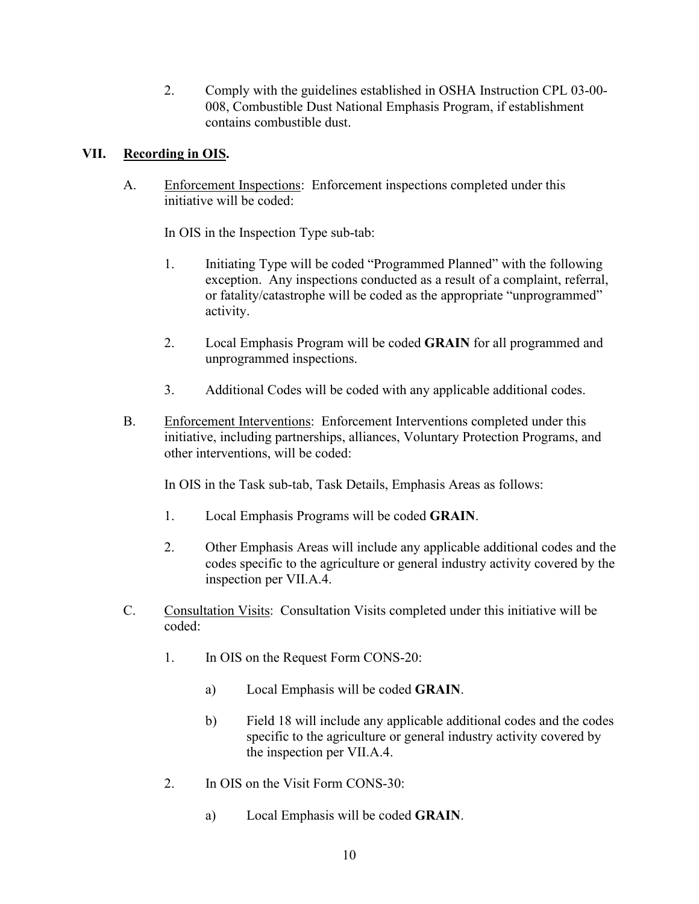2. Comply with the guidelines established in OSHA Instruction CPL 03-00-008, Combustible Dust National Emphasis Program, if establishment contains combustible dust.

## VII. Recording in OIS.

A. Enforcement Inspections: Enforcement inspections completed under this initiative will be coded:

In OIS in the Inspection Type sub-tab:

1. Initiating Type will be coded "Programmed Planned" with the following exception. Any inspections conducted as a result of a complaint, referral, or fatality/catastrophe will be coded as the appropriate "unprogrammed" activity.

2. Local Emphasis Program will be coded **GRAIN** for all programmed and unprogrammed inspections.

3. Additional Codes will be coded with any applicable additional codes.

B. Enforcement Interventions: Enforcement Interventions completed under this initiative, including partnerships, alliances, Voluntary Protection Programs, and other interventions, will be coded:

In OIS in the Task sub-tab, Task Details, Emphasis Areas as follows:

1. Local Emphasis Programs will be coded **GRAIN**.

2. Other Emphasis Areas will include any applicable additional codes and the codes specific to the agriculture or general industry activity covered by the inspection per VII.A.4.

C. Consultation Visits: Consultation Visits completed under this initiative will be coded:

1. In OIS on the Request Form CONS-20:

    a) Local Emphasis will be coded **GRAIN**.

    b) Field 18 will include any applicable additional codes and the codes specific to the agriculture or general industry activity covered by the inspection per VII.A.4.

2. In OIS on the Visit Form CONS-30:

    a) Local Emphasis will be coded **GRAIN**.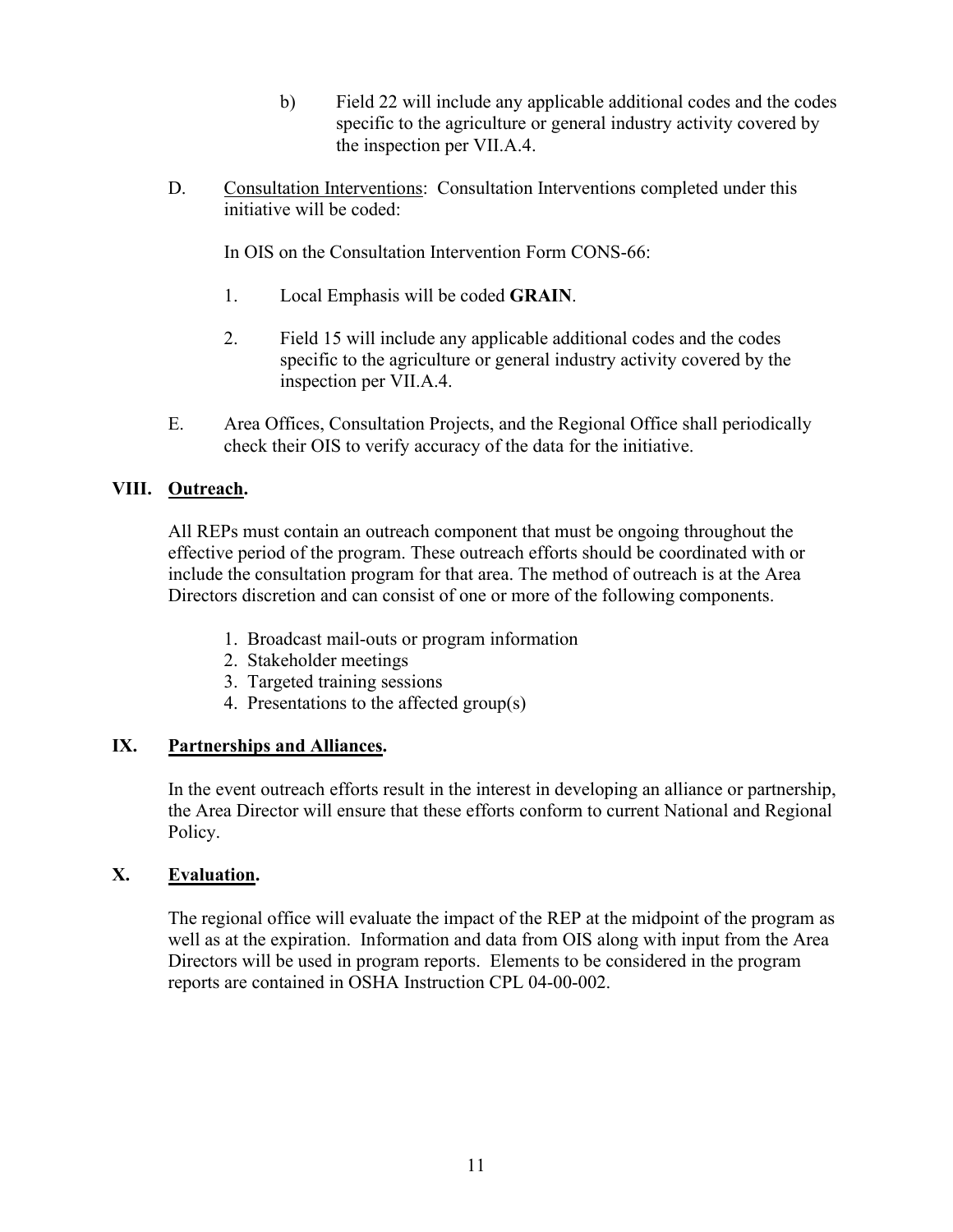b) Field 22 will include any applicable additional codes and the codes specific to the agriculture or general industry activity covered by the inspection per VII.A.4.

D. Consultation Interventions: Consultation Interventions completed under this initiative will be coded:

In OIS on the Consultation Intervention Form CONS-66:

1. Local Emphasis will be coded **GRAIN**.

2. Field 15 will include any applicable additional codes and the codes specific to the agriculture or general industry activity covered by the inspection per VII.A.4.

E. Area Offices, Consultation Projects, and the Regional Office shall periodically check their OIS to verify accuracy of the data for the initiative.

## VIII. Outreach.

All REPs must contain an outreach component that must be ongoing throughout the effective period of the program. These outreach efforts should be coordinated with or include the consultation program for that area. The method of outreach is at the Area Directors discretion and can consist of one or more of the following components.

1. Broadcast mail-outs or program information
2. Stakeholder meetings
3. Targeted training sessions
4. Presentations to the affected group(s)

## IX. Partnerships and Alliances.

In the event outreach efforts result in the interest in developing an alliance or partnership, the Area Director will ensure that these efforts conform to current National and Regional Policy.

## X. Evaluation.

The regional office will evaluate the impact of the REP at the midpoint of the program as well as at the expiration. Information and data from OIS along with input from the Area Directors will be used in program reports. Elements to be considered in the program reports are contained in OSHA Instruction CPL 04-00-002.